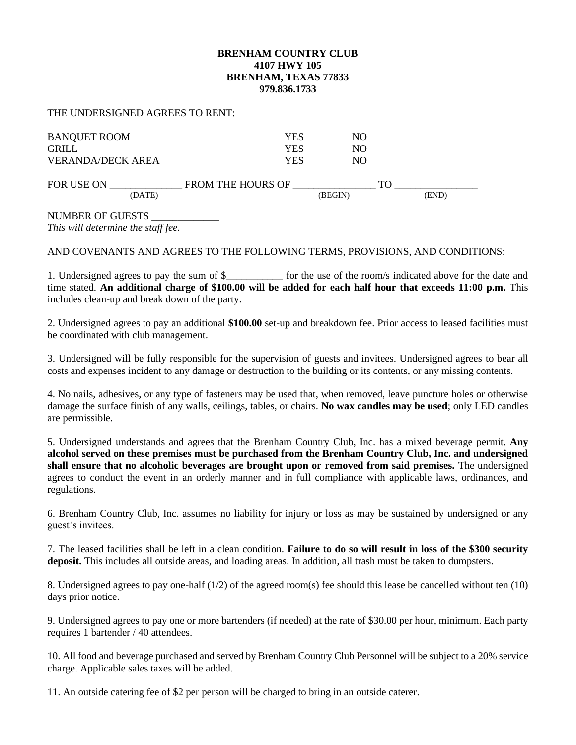**BRENHAM COUNTRY CLUB**
**4107 HWY 105**
**BRENHAM, TEXAS 77833**
**979.836.1733**

THE UNDERSIGNED AGREES TO RENT:

| | | |
|---|---|---|
| BANQUET ROOM | YES | NO |
| GRILL | YES | NO |
| VERANDA/DECK AREA | YES | NO |

FOR USE ON ______________ FROM THE HOURS OF ________________ TO ________________
(DATE) (BEGIN) (END)

NUMBER OF GUESTS _____________
*This will determine the staff fee.*

AND COVENANTS AND AGREES TO THE FOLLOWING TERMS, PROVISIONS, AND CONDITIONS:

1. Undersigned agrees to pay the sum of $___________ for the use of the room/s indicated above for the date and time stated. **An additional charge of $100.00 will be added for each half hour that exceeds 11:00 p.m.** This includes clean-up and break down of the party.

2. Undersigned agrees to pay an additional **$100.00** set-up and breakdown fee. Prior access to leased facilities must be coordinated with club management.

3. Undersigned will be fully responsible for the supervision of guests and invitees. Undersigned agrees to bear all costs and expenses incident to any damage or destruction to the building or its contents, or any missing contents.

4. No nails, adhesives, or any type of fasteners may be used that, when removed, leave puncture holes or otherwise damage the surface finish of any walls, ceilings, tables, or chairs. **No wax candles may be used**; only LED candles are permissible.

5. Undersigned understands and agrees that the Brenham Country Club, Inc. has a mixed beverage permit. **Any alcohol served on these premises must be purchased from the Brenham Country Club, Inc. and undersigned shall ensure that no alcoholic beverages are brought upon or removed from said premises.** The undersigned agrees to conduct the event in an orderly manner and in full compliance with applicable laws, ordinances, and regulations.

6. Brenham Country Club, Inc. assumes no liability for injury or loss as may be sustained by undersigned or any guest's invitees.

7. The leased facilities shall be left in a clean condition. **Failure to do so will result in loss of the $300 security deposit.** This includes all outside areas, and loading areas. In addition, all trash must be taken to dumpsters.

8. Undersigned agrees to pay one-half (1/2) of the agreed room(s) fee should this lease be cancelled without ten (10) days prior notice.

9. Undersigned agrees to pay one or more bartenders (if needed) at the rate of $30.00 per hour, minimum. Each party requires 1 bartender / 40 attendees.

10. All food and beverage purchased and served by Brenham Country Club Personnel will be subject to a 20% service charge. Applicable sales taxes will be added.

11. An outside catering fee of $2 per person will be charged to bring in an outside caterer.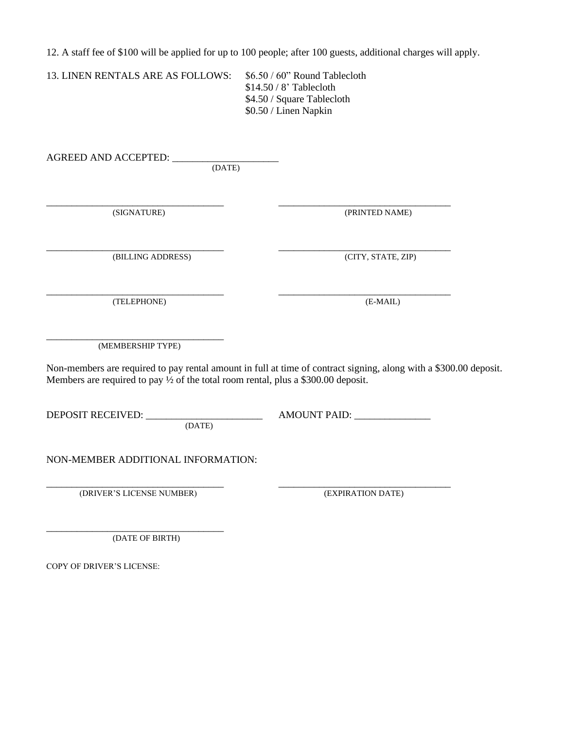12. A staff fee of $100 will be applied for up to 100 people; after 100 guests, additional charges will apply.

13. LINEN RENTALS ARE AS FOLLOWS:

$6.50 / 60" Round Tablecloth
$14.50 / 8' Tablecloth
$4.50 / Square Tablecloth
$0.50 / Linen Napkin

AGREED AND ACCEPTED: ____________________
(DATE)

____________________________________
(SIGNATURE)

____________________________________
(PRINTED NAME)

____________________________________
(BILLING ADDRESS)

____________________________________
(CITY, STATE, ZIP)

____________________________________
(TELEPHONE)

____________________________________
(E-MAIL)

____________________________________
(MEMBERSHIP TYPE)

Non-members are required to pay rental amount in full at time of contract signing, along with a $300.00 deposit. Members are required to pay ½ of the total room rental, plus a $300.00 deposit.

DEPOSIT RECEIVED: _______________________
(DATE)

AMOUNT PAID: _______________

NON-MEMBER ADDITIONAL INFORMATION:

____________________________________
(DRIVER'S LICENSE NUMBER)

____________________________________
(EXPIRATION DATE)

____________________________________
(DATE OF BIRTH)

COPY OF DRIVER'S LICENSE: